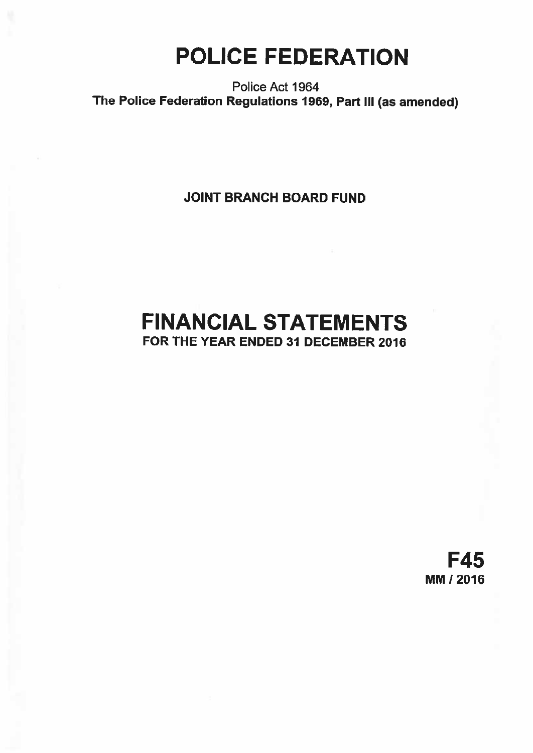# POLICE FEDERATION

Police Act 1964

**The Police Federation Regulations 1969, Part III (as amended)**

**JOINT BRANCH BOARD FUND**

# FINANCIAL STATEMENTS

**FOR THE YEAR ENDED 31 DECEMBER 2016**

**F45**

**MM / 2016**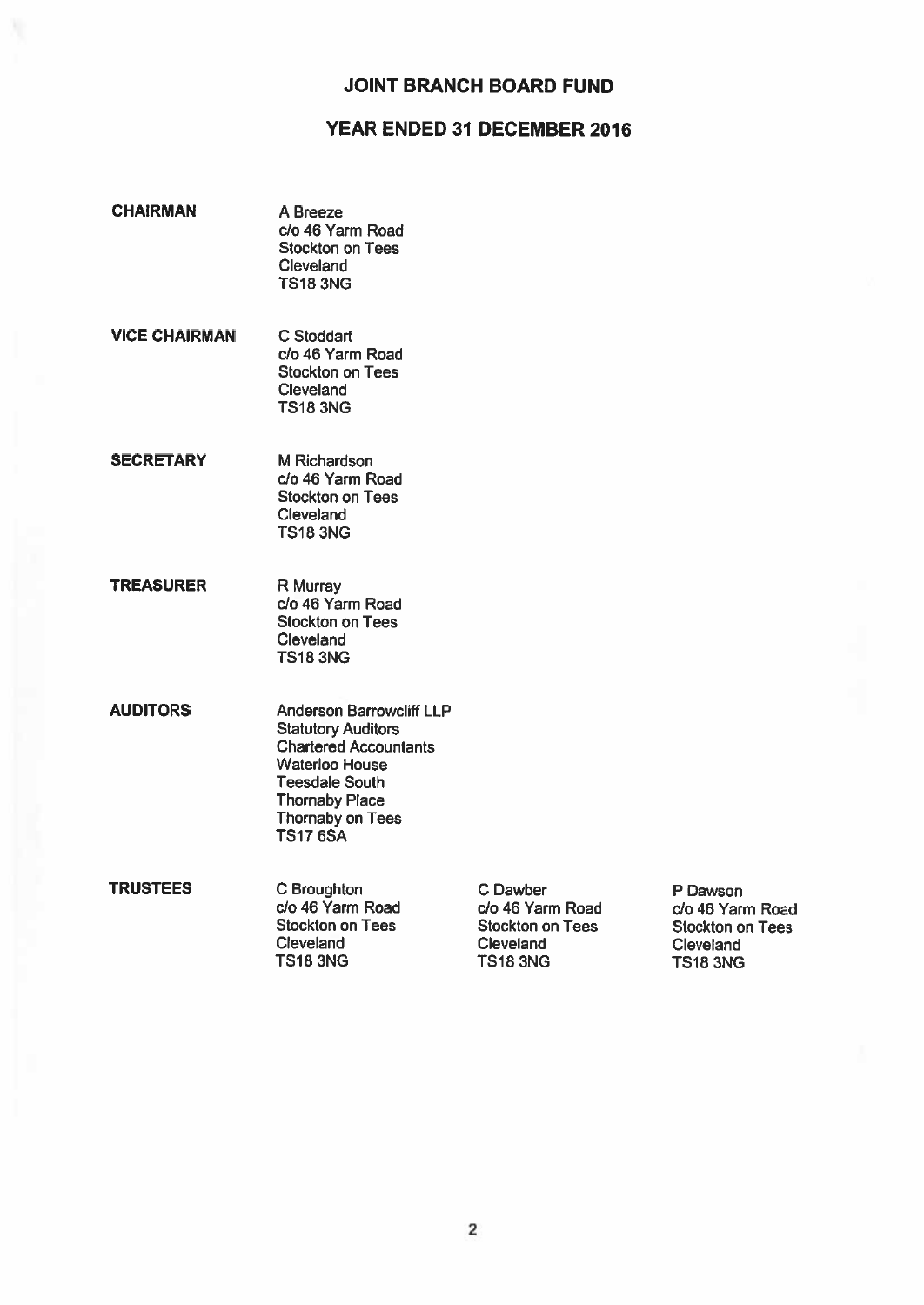# JOINT BRANCH BOARD FUND

## YEAR ENDED 31 DECEMBER 2016

**CHAIRMAN**

A Breeze
c/o 46 Yarm Road
Stockton on Tees
Cleveland
TS18 3NG

**VICE CHAIRMAN**

C Stoddart
c/o 46 Yarm Road
Stockton on Tees
Cleveland
TS18 3NG

**SECRETARY**

M Richardson
c/o 46 Yarm Road
Stockton on Tees
Cleveland
TS18 3NG

**TREASURER**

R Murray
c/o 46 Yarm Road
Stockton on Tees
Cleveland
TS18 3NG

**AUDITORS**

Anderson Barrowcliff LLP
Statutory Auditors
Chartered Accountants
Waterloo House
Teesdale South
Thornaby Place
Thornaby on Tees
TS17 6SA

**TRUSTEES**

C Broughton
c/o 46 Yarm Road
Stockton on Tees
Cleveland
TS18 3NG

C Dawber
c/o 46 Yarm Road
Stockton on Tees
Cleveland
TS18 3NG

P Dawson
c/o 46 Yarm Road
Stockton on Tees
Cleveland
TS18 3NG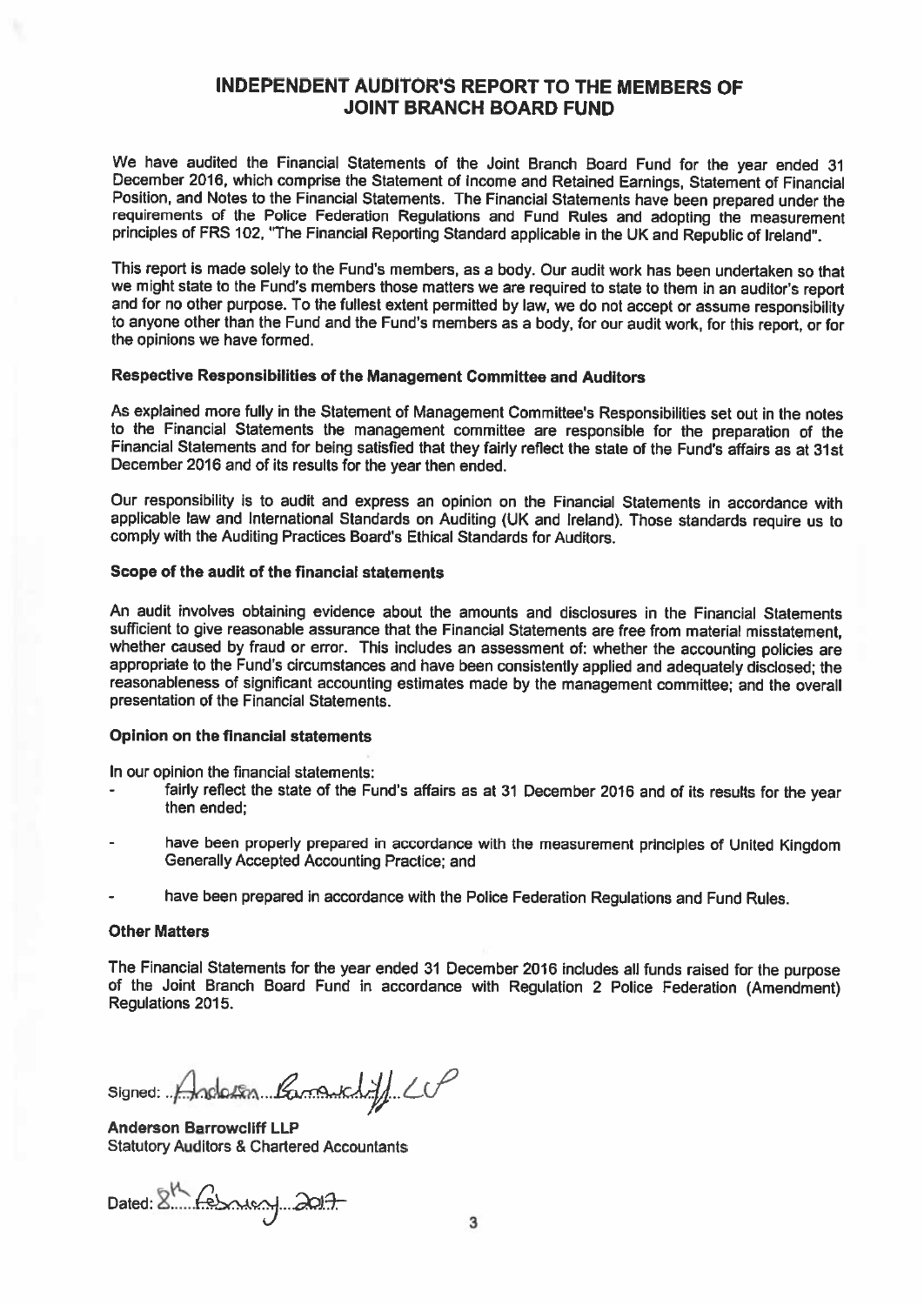# INDEPENDENT AUDITOR'S REPORT TO THE MEMBERS OF JOINT BRANCH BOARD FUND

We have audited the Financial Statements of the Joint Branch Board Fund for the year ended 31 December 2016, which comprise the Statement of Income and Retained Earnings, Statement of Financial Position, and Notes to the Financial Statements. The Financial Statements have been prepared under the requirements of the Police Federation Regulations and Fund Rules and adopting the measurement principles of FRS 102, "The Financial Reporting Standard applicable in the UK and Republic of Ireland".

This report is made solely to the Fund's members, as a body. Our audit work has been undertaken so that we might state to the Fund's members those matters we are required to state to them in an auditor's report and for no other purpose. To the fullest extent permitted by law, we do not accept or assume responsibility to anyone other than the Fund and the Fund's members as a body, for our audit work, for this report, or for the opinions we have formed.

### Respective Responsibilities of the Management Committee and Auditors

As explained more fully in the Statement of Management Committee's Responsibilities set out in the notes to the Financial Statements the management committee are responsible for the preparation of the Financial Statements and for being satisfied that they fairly reflect the state of the Fund's affairs as at 31st December 2016 and of its results for the year then ended.

Our responsibility is to audit and express an opinion on the Financial Statements in accordance with applicable law and International Standards on Auditing (UK and Ireland). Those standards require us to comply with the Auditing Practices Board's Ethical Standards for Auditors.

### Scope of the audit of the financial statements

An audit involves obtaining evidence about the amounts and disclosures in the Financial Statements sufficient to give reasonable assurance that the Financial Statements are free from material misstatement, whether caused by fraud or error. This includes an assessment of: whether the accounting policies are appropriate to the Fund's circumstances and have been consistently applied and adequately disclosed; the reasonableness of significant accounting estimates made by the management committee; and the overall presentation of the Financial Statements.

### Opinion on the financial statements

In our opinion the financial statements:

- fairly reflect the state of the Fund's affairs as at 31 December 2016 and of its results for the year then ended;
- have been properly prepared in accordance with the measurement principles of United Kingdom Generally Accepted Accounting Practice; and
- have been prepared in accordance with the Police Federation Regulations and Fund Rules.

### Other Matters

The Financial Statements for the year ended 31 December 2016 includes all funds raised for the purpose of the Joint Branch Board Fund in accordance with Regulation 2 Police Federation (Amendment) Regulations 2015.

Signed: Anderson Barrowcliff LLP

**Anderson Barrowcliff LLP**
Statutory Auditors & Chartered Accountants

Dated: 8th February 2017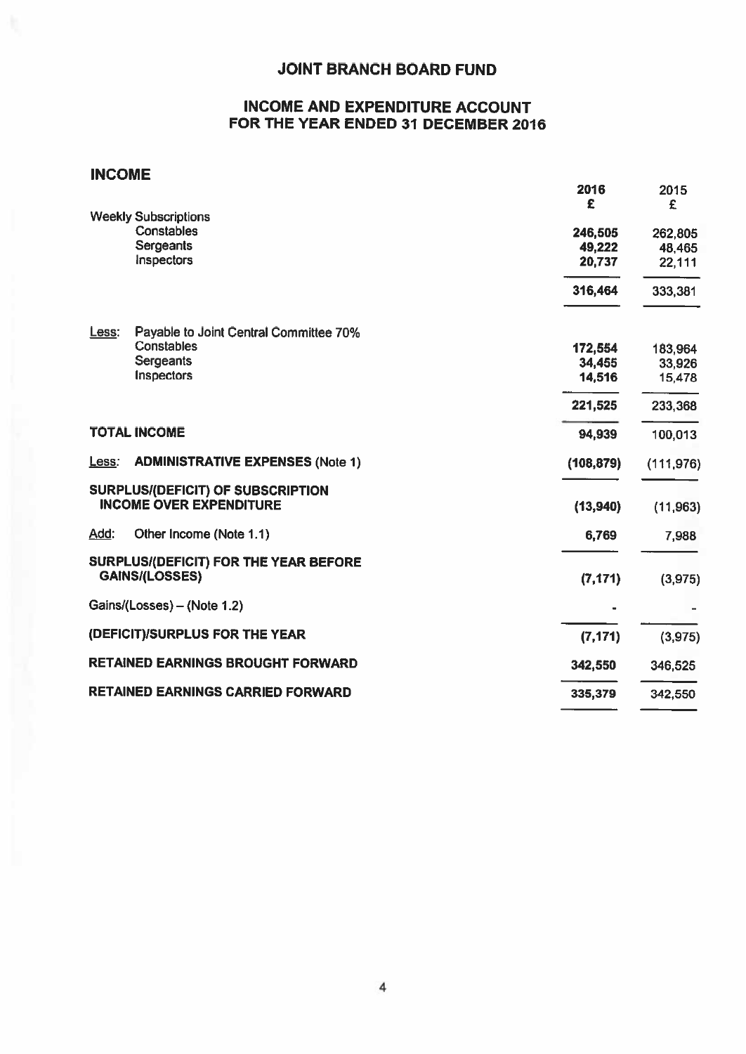# JOINT BRANCH BOARD FUND

## INCOME AND EXPENDITURE ACCOUNT FOR THE YEAR ENDED 31 DECEMBER 2016

### INCOME

| | 2016 £ | 2015 £ |
|---|---|---|
| Weekly Subscriptions | | |
| Constables | 246,505 | 262,805 |
| Sergeants | 49,222 | 48,465 |
| Inspectors | 20,737 | 22,111 |
| | 316,464 | 333,381 |
| Less: Payable to Joint Central Committee 70% | | |
| Constables | 172,554 | 183,964 |
| Sergeants | 34,455 | 33,926 |
| Inspectors | 14,516 | 15,478 |
| | 221,525 | 233,368 |
| **TOTAL INCOME** | 94,939 | 100,013 |
| Less: **ADMINISTRATIVE EXPENSES** (Note 1) | (108,879) | (111,976) |
| **SURPLUS/(DEFICIT) OF SUBSCRIPTION INCOME OVER EXPENDITURE** | (13,940) | (11,963) |
| Add: Other Income (Note 1.1) | 6,769 | 7,988 |
| **SURPLUS/(DEFICIT) FOR THE YEAR BEFORE GAINS/(LOSSES)** | (7,171) | (3,975) |
| Gains/(Losses) – (Note 1.2) | - | - |
| **(DEFICIT)/SURPLUS FOR THE YEAR** | (7,171) | (3,975) |
| **RETAINED EARNINGS BROUGHT FORWARD** | 342,550 | 346,525 |
| **RETAINED EARNINGS CARRIED FORWARD** | 335,379 | 342,550 |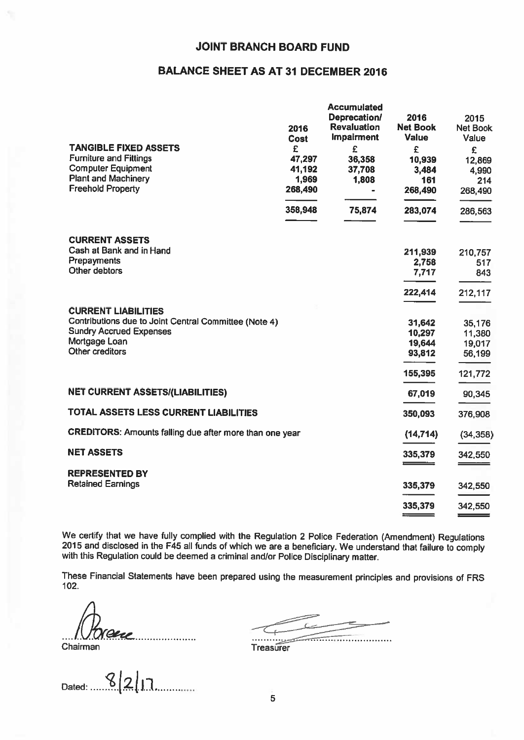# JOINT BRANCH BOARD FUND

## BALANCE SHEET AS AT 31 DECEMBER 2016

| | 2016 Cost | Accumulated Deprecation/ Revaluation Impairment | 2016 Net Book Value | 2015 Net Book Value |
|---|---|---|---|---|
| **TANGIBLE FIXED ASSETS** | £ | £ | £ | £ |
| Furniture and Fittings | 47,297 | 36,358 | 10,939 | 12,869 |
| Computer Equipment | 41,192 | 37,708 | 3,484 | 4,990 |
| Plant and Machinery | 1,969 | 1,808 | 161 | 214 |
| Freehold Property | 268,490 | - | 268,490 | 268,490 |
| | 358,948 | 75,874 | 283,074 | 286,563 |
| **CURRENT ASSETS** | | | | |
| Cash at Bank and in Hand | | | 211,939 | 210,757 |
| Prepayments | | | 2,758 | 517 |
| Other debtors | | | 7,717 | 843 |
| | | | 222,414 | 212,117 |
| **CURRENT LIABILITIES** | | | | |
| Contributions due to Joint Central Committee (Note 4) | | | 31,642 | 35,176 |
| Sundry Accrued Expenses | | | 10,297 | 11,380 |
| Mortgage Loan | | | 19,644 | 19,017 |
| Other creditors | | | 93,812 | 56,199 |
| | | | 155,395 | 121,772 |
| **NET CURRENT ASSETS/(LIABILITIES)** | | | 67,019 | 90,345 |
| **TOTAL ASSETS LESS CURRENT LIABILITIES** | | | 350,093 | 376,908 |
| **CREDITORS:** Amounts falling due after more than one year | | | (14,714) | (34,358) |
| **NET ASSETS** | | | 335,379 | 342,550 |
| **REPRESENTED BY** | | | | |
| Retained Earnings | | | 335,379 | 342,550 |
| | | | 335,379 | 342,550 |

We certify that we have fully complied with the Regulation 2 Police Federation (Amendment) Regulations 2015 and disclosed in the F45 all funds of which we are a beneficiary. We understand that failure to comply with this Regulation could be deemed a criminal and/or Police Disciplinary matter.

These Financial Statements have been prepared using the measurement principles and provisions of FRS 102.

Chairman

Treasurer

Dated: 8/2/17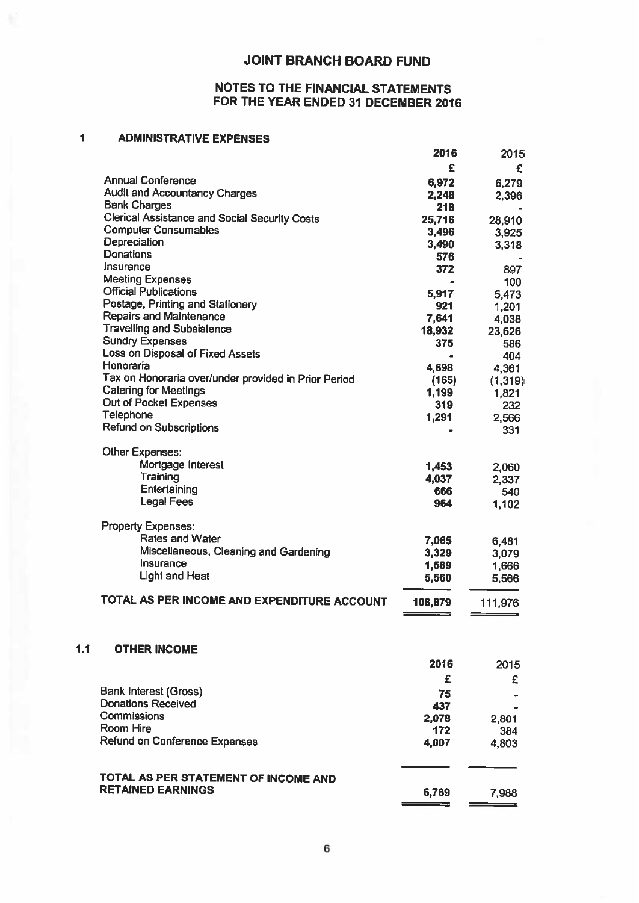# JOINT BRANCH BOARD FUND

## NOTES TO THE FINANCIAL STATEMENTS FOR THE YEAR ENDED 31 DECEMBER 2016

### 1 ADMINISTRATIVE EXPENSES

| | 2016 | 2015 |
|---|---|---|
| | £ | £ |
| Annual Conference | 6,972 | 6,279 |
| Audit and Accountancy Charges | 2,248 | 2,396 |
| Bank Charges | 218 | - |
| Clerical Assistance and Social Security Costs | 25,716 | 28,910 |
| Computer Consumables | 3,496 | 3,925 |
| Depreciation | 3,490 | 3,318 |
| Donations | 576 | - |
| Insurance | 372 | 897 |
| Meeting Expenses | - | 100 |
| Official Publications | 5,917 | 5,473 |
| Postage, Printing and Stationery | 921 | 1,201 |
| Repairs and Maintenance | 7,641 | 4,038 |
| Travelling and Subsistence | 18,932 | 23,626 |
| Sundry Expenses | 375 | 586 |
| Loss on Disposal of Fixed Assets | - | 404 |
| Honoraria | 4,698 | 4,361 |
| Tax on Honoraria over/under provided in Prior Period | (165) | (1,319) |
| Catering for Meetings | 1,199 | 1,821 |
| Out of Pocket Expenses | 319 | 232 |
| Telephone | 1,291 | 2,566 |
| Refund on Subscriptions | - | 331 |
| Other Expenses: | | |
| Mortgage Interest | 1,453 | 2,060 |
| Training | 4,037 | 2,337 |
| Entertaining | 666 | 540 |
| Legal Fees | 964 | 1,102 |
| Property Expenses: | | |
| Rates and Water | 7,065 | 6,481 |
| Miscellaneous, Cleaning and Gardening | 3,329 | 3,079 |
| Insurance | 1,589 | 1,666 |
| Light and Heat | 5,560 | 5,566 |
| **TOTAL AS PER INCOME AND EXPENDITURE ACCOUNT** | **108,879** | **111,976** |

### 1.1 OTHER INCOME

| | 2016 | 2015 |
|---|---|---|
| | £ | £ |
| Bank Interest (Gross) | 75 | - |
| Donations Received | 437 | - |
| Commissions | 2,078 | 2,801 |
| Room Hire | 172 | 384 |
| Refund on Conference Expenses | 4,007 | 4,803 |
| **TOTAL AS PER STATEMENT OF INCOME AND RETAINED EARNINGS** | **6,769** | **7,988** |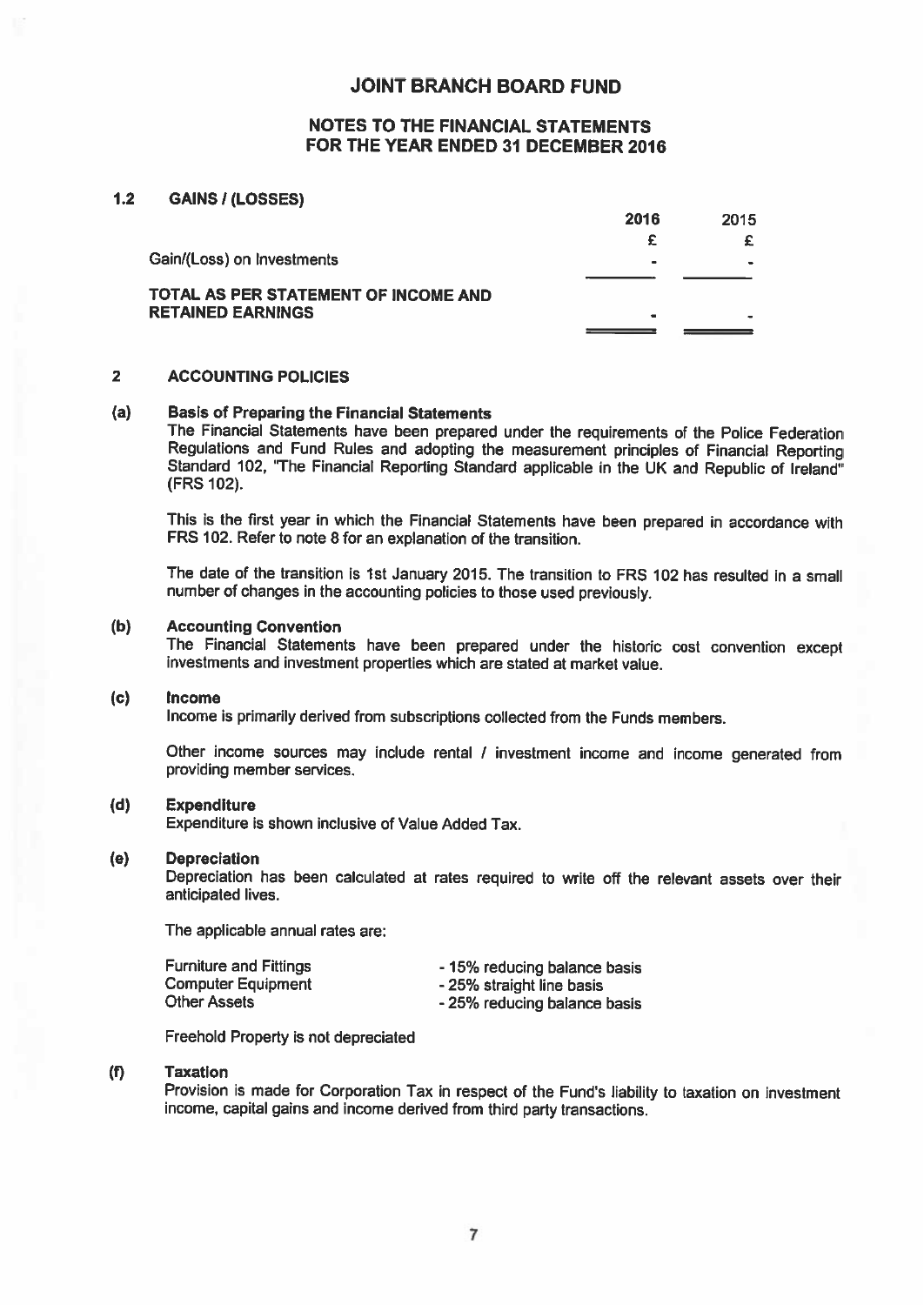# JOINT BRANCH BOARD FUND

## NOTES TO THE FINANCIAL STATEMENTS FOR THE YEAR ENDED 31 DECEMBER 2016

### 1.2 GAINS / (LOSSES)

| | 2016 | 2015 |
|---|---|---|
| | £ | £ |
| Gain/(Loss) on Investments | - | - |
| **TOTAL AS PER STATEMENT OF INCOME AND RETAINED EARNINGS** | - | - |

### 2 ACCOUNTING POLICIES

**(a) Basis of Preparing the Financial Statements**

The Financial Statements have been prepared under the requirements of the Police Federation Regulations and Fund Rules and adopting the measurement principles of Financial Reporting Standard 102, "The Financial Reporting Standard applicable in the UK and Republic of Ireland" (FRS 102).

This is the first year in which the Financial Statements have been prepared in accordance with FRS 102. Refer to note 8 for an explanation of the transition.

The date of the transition is 1st January 2015. The transition to FRS 102 has resulted in a small number of changes in the accounting policies to those used previously.

**(b) Accounting Convention**

The Financial Statements have been prepared under the historic cost convention except investments and investment properties which are stated at market value.

**(c) Income**

Income is primarily derived from subscriptions collected from the Funds members.

Other income sources may include rental / investment income and income generated from providing member services.

**(d) Expenditure**

Expenditure is shown inclusive of Value Added Tax.

**(e) Depreciation**

Depreciation has been calculated at rates required to write off the relevant assets over their anticipated lives.

The applicable annual rates are:

| | |
|---|---|
| Furniture and Fittings | - 15% reducing balance basis |
| Computer Equipment | - 25% straight line basis |
| Other Assets | - 25% reducing balance basis |

Freehold Property is not depreciated

**(f) Taxation**

Provision is made for Corporation Tax in respect of the Fund's liability to taxation on investment income, capital gains and income derived from third party transactions.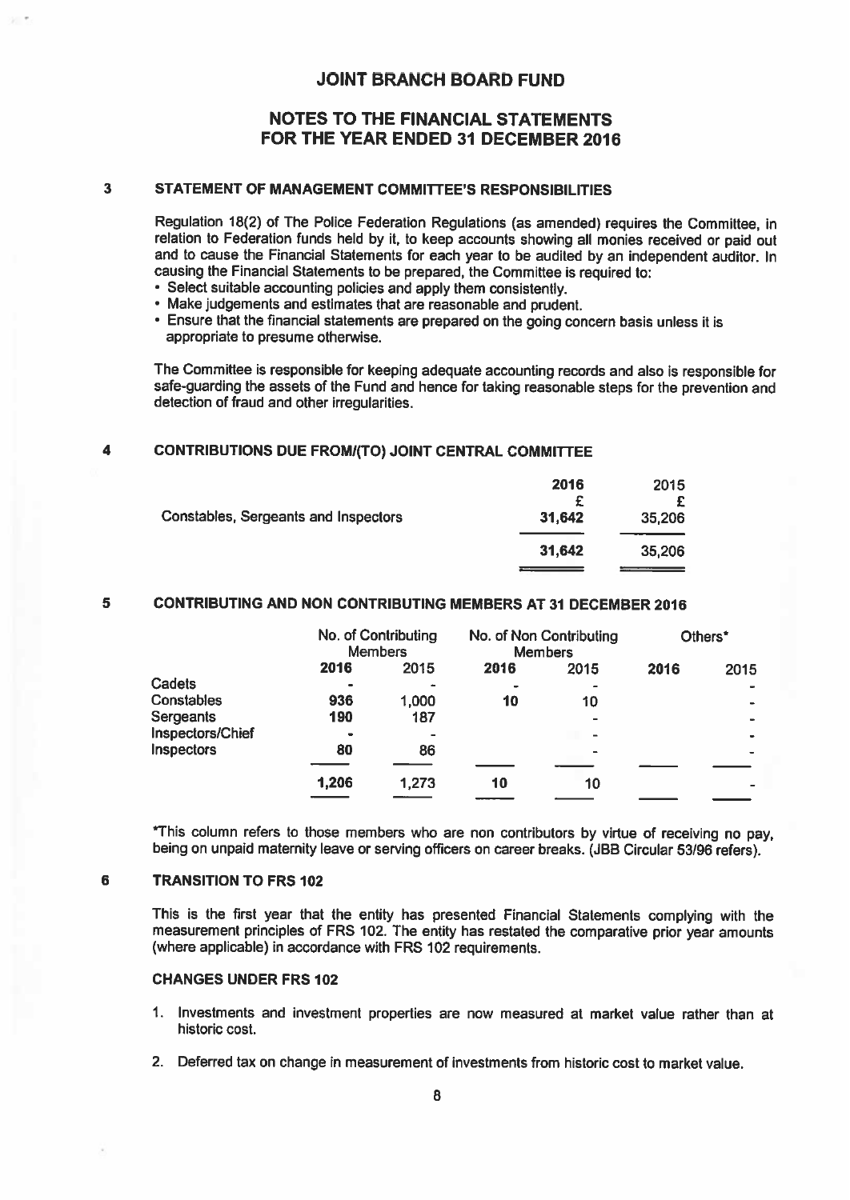# JOINT BRANCH BOARD FUND

## NOTES TO THE FINANCIAL STATEMENTS FOR THE YEAR ENDED 31 DECEMBER 2016

### 3 STATEMENT OF MANAGEMENT COMMITTEE'S RESPONSIBILITIES

Regulation 18(2) of The Police Federation Regulations (as amended) requires the Committee, in relation to Federation funds held by it, to keep accounts showing all monies received or paid out and to cause the Financial Statements for each year to be audited by an independent auditor. In causing the Financial Statements to be prepared, the Committee is required to:

- Select suitable accounting policies and apply them consistently.
- Make judgements and estimates that are reasonable and prudent.
- Ensure that the financial statements are prepared on the going concern basis unless it is appropriate to presume otherwise.

The Committee is responsible for keeping adequate accounting records and also is responsible for safe-guarding the assets of the Fund and hence for taking reasonable steps for the prevention and detection of fraud and other irregularities.

### 4 CONTRIBUTIONS DUE FROM/(TO) JOINT CENTRAL COMMITTEE

| | 2016 | 2015 |
|---|---|---|
| | £ | £ |
| Constables, Sergeants and Inspectors | 31,642 | 35,206 |
| | **31,642** | 35,206 |

### 5 CONTRIBUTING AND NON CONTRIBUTING MEMBERS AT 31 DECEMBER 2016

| | No. of Contributing Members | | No. of Non Contributing Members | | Others* | |
|---|---|---|---|---|---|---|
| | 2016 | 2015 | 2016 | 2015 | 2016 | 2015 |
| Cadets | - | - | - | - | | - |
| Constables | 936 | 1,000 | 10 | 10 | | - |
| Sergeants | 190 | 187 | | - | | - |
| Inspectors/Chief Inspectors | - | - | | - | | - |
| Inspectors | 80 | 86 | | - | | - |
| | **1,206** | 1,273 | **10** | 10 | | - |

*This column refers to those members who are non contributors by virtue of receiving no pay, being on unpaid maternity leave or serving officers on career breaks. (JBB Circular 53/96 refers).

### 6 TRANSITION TO FRS 102

This is the first year that the entity has presented Financial Statements complying with the measurement principles of FRS 102. The entity has restated the comparative prior year amounts (where applicable) in accordance with FRS 102 requirements.

#### CHANGES UNDER FRS 102

1. Investments and investment properties are now measured at market value rather than at historic cost.
2. Deferred tax on change in measurement of investments from historic cost to market value.